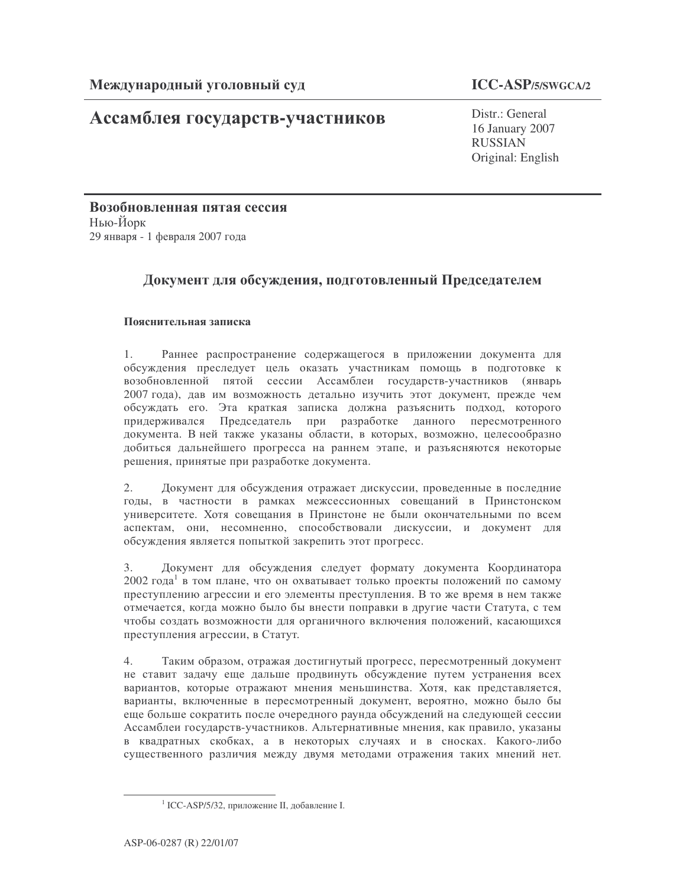**Международный уголовный суд** **ICC-ASP/5/SWGCA/2**

# Ассамблея государств-участников

Distr.: General
16 January 2007
RUSSIAN
Original: English

**Возобновленная пятая сессия**
Нью-Йорк
29 января - 1 февраля 2007 года

## Документ для обсуждения, подготовленный Председателем

### Пояснительная записка

1. Раннее распространение содержащегося в приложении документа для обсуждения преследует цель оказать участникам помощь в подготовке к возобновленной пятой сессии Ассамблеи государств-участников (январь 2007 года), дав им возможность детально изучить этот документ, прежде чем обсуждать его. Эта краткая записка должна разъяснить подход, которого придерживался Председатель при разработке данного пересмотренного документа. В ней также указаны области, в которых, возможно, целесообразно добиться дальнейшего прогресса на раннем этапе, и разъясняются некоторые решения, принятые при разработке документа.

2. Документ для обсуждения отражает дискуссии, проведенные в последние годы, в частности в рамках межсессионных совещаний в Принстонском университете. Хотя совещания в Принстоне не были окончательными по всем аспектам, они, несомненно, способствовали дискуссии, и документ для обсуждения является попыткой закрепить этот прогресс.

3. Документ для обсуждения следует формату документа Координатора 2002 года[1] в том плане, что он охватывает только проекты положений по самому преступлению агрессии и его элементы преступления. В то же время в нем также отмечается, когда можно было бы внести поправки в другие части Статута, с тем чтобы создать возможности для органичного включения положений, касающихся преступления агрессии, в Статут.

4. Таким образом, отражая достигнутый прогресс, пересмотренный документ не ставит задачу еще дальше продвинуть обсуждение путем устранения всех вариантов, которые отражают мнения меньшинства. Хотя, как представляется, варианты, включенные в пересмотренный документ, вероятно, можно было бы еще больше сократить после очередного раунда обсуждений на следующей сессии Ассамблеи государств-участников. Альтернативные мнения, как правило, указаны в квадратных скобках, а в некоторых случаях и в сносках. Какого-либо существенного различия между двумя методами отражения таких мнений нет.

[1] ICC-ASP/5/32, приложение II, добавление I.

ASP-06-0287 (R) 22/01/07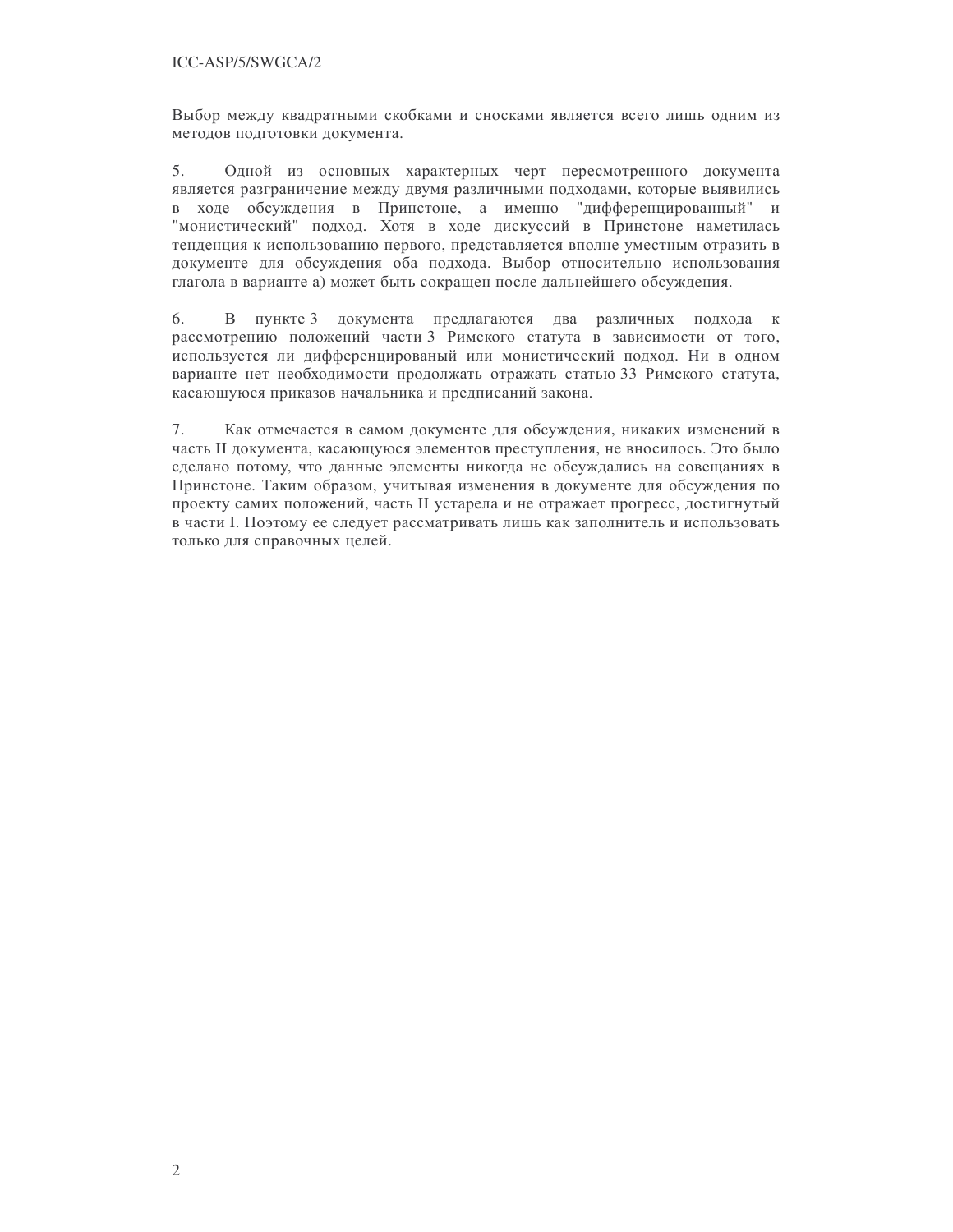Выбор между квадратными скобками и сносками является всего лишь одним из методов подготовки документа.

5. Одной из основных характерных черт пересмотренного документа является разграничение между двумя различными подходами, которые выявились в ходе обсуждения в Принстоне, а именно "дифференцированный" и "монистический" подход. Хотя в ходе дискуссий в Принстоне наметилась тенденция к использованию первого, представляется вполне уместным отразить в документе для обсуждения оба подхода. Выбор относительно использования глагола в варианте а) может быть сокращен после дальнейшего обсуждения.

6. В пункте 3 документа предлагаются два различных подхода к рассмотрению положений части 3 Римского статута в зависимости от того, используется ли дифференцированый или монистический подход. Ни в одном варианте нет необходимости продолжать отражать статью 33 Римского статута, касающуюся приказов начальника и предписаний закона.

7. Как отмечается в самом документе для обсуждения, никаких изменений в часть II документа, касающуюся элементов преступления, не вносилось. Это было сделано потому, что данные элементы никогда не обсуждались на совещаниях в Принстоне. Таким образом, учитывая изменения в документе для обсуждения по проекту самих положений, часть II устарела и не отражает прогресс, достигнутый в части I. Поэтому ее следует рассматривать лишь как заполнитель и использовать только для справочных целей.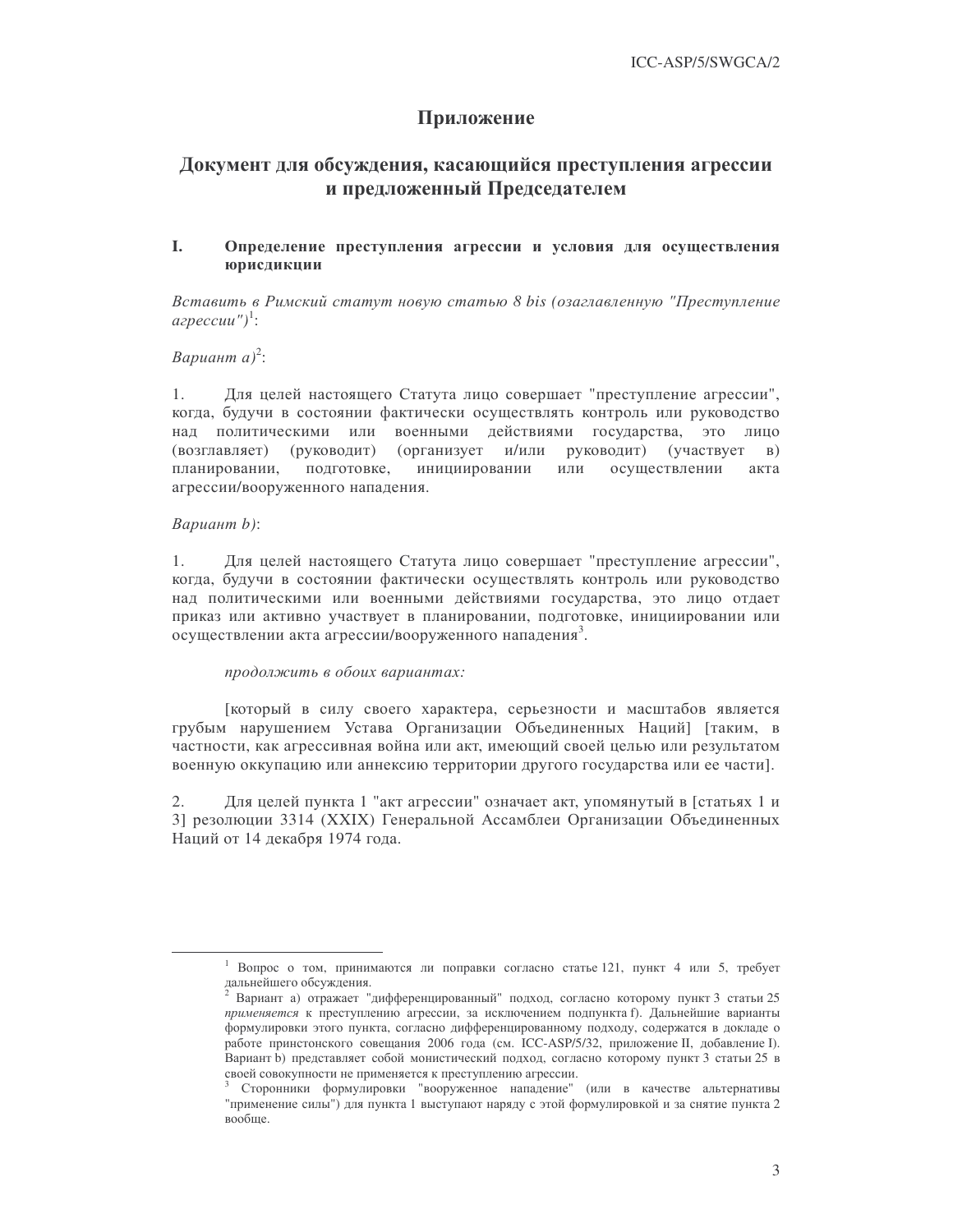# Приложение

## Документ для обсуждения, касающийся преступления агрессии и предложенный Председателем

### I. Определение преступления агрессии и условия для осуществления юрисдикции

*Вставить в Римский статут новую статью 8 bis (озаглавленную "Преступление агрессии")*[1]:

*Вариант а)*[2]:

1. Для целей настоящего Статута лицо совершает "преступление агрессии", когда, будучи в состоянии фактически осуществлять контроль или руководство над политическими или военными действиями государства, это лицо (возглавляет) (руководит) (организует и/или руководит) (участвует в) планировании, подготовке, инициировании или осуществлении акта агрессии/вооруженного нападения.

*Вариант b)*:

1. Для целей настоящего Статута лицо совершает "преступление агрессии", когда, будучи в состоянии фактически осуществлять контроль или руководство над политическими или военными действиями государства, это лицо отдает приказ или активно участвует в планировании, подготовке, инициировании или осуществлении акта агрессии/вооруженного нападения[3].

*продолжить в обоих вариантах:*

[который в силу своего характера, серьезности и масштабов является грубым нарушением Устава Организации Объединенных Наций] [таким, в частности, как агрессивная война или акт, имеющий своей целью или результатом военную оккупацию или аннексию территории другого государства или ее части].

2. Для целей пункта 1 "акт агрессии" означает акт, упомянутый в [статьях 1 и 3] резолюции 3314 (XXIX) Генеральной Ассамблеи Организации Объединенных Наций от 14 декабря 1974 года.

---

[1] Вопрос о том, принимаются ли поправки согласно статье 121, пункт 4 или 5, требует дальнейшего обсуждения.

[2] Вариант а) отражает "дифференцированный" подход, согласно которому пункт 3 статьи 25 *применяется* к преступлению агрессии, за исключением подпункта f). Дальнейшие варианты формулировки этого пункта, согласно дифференцированному подходу, содержатся в докладе о работе принстонского совещания 2006 года (см. ICC-ASP/5/32, приложение II, добавление I). Вариант b) представляет собой монистический подход, согласно которому пункт 3 статьи 25 в своей совокупности не применяется к преступлению агрессии.

[3] Сторонники формулировки "вооруженное нападение" (или в качестве альтернативы "применение силы") для пункта 1 выступают наряду с этой формулировкой и за снятие пункта 2 вообще.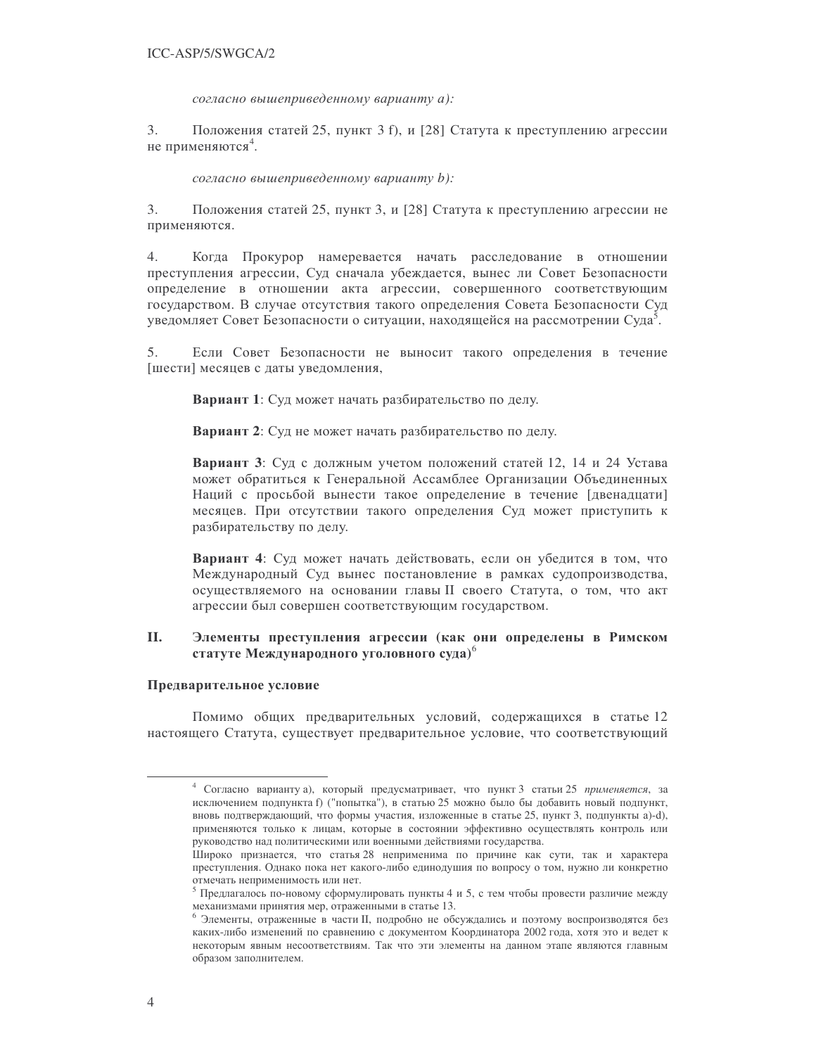*согласно вышеприведенному варианту а):*

3. Положения статей 25, пункт 3 f), и [28] Статута к преступлению агрессии не применяются[4].

*согласно вышеприведенному варианту b):*

3. Положения статей 25, пункт 3, и [28] Статута к преступлению агрессии не применяются.

4. Когда Прокурор намеревается начать расследование в отношении преступления агрессии, Суд сначала убеждается, вынес ли Совет Безопасности определение в отношении акта агрессии, совершенного соответствующим государством. В случае отсутствия такого определения Совета Безопасности Суд уведомляет Совет Безопасности о ситуации, находящейся на рассмотрении Суда[5].

5. Если Совет Безопасности не выносит такого определения в течение [шести] месяцев с даты уведомления,

**Вариант 1**: Суд может начать разбирательство по делу.

**Вариант 2**: Суд не может начать разбирательство по делу.

**Вариант 3**: Суд с должным учетом положений статей 12, 14 и 24 Устава может обратиться к Генеральной Ассамблее Организации Объединенных Наций с просьбой вынести такое определение в течение [двенадцати] месяцев. При отсутствии такого определения Суд может приступить к разбирательству по делу.

**Вариант 4**: Суд может начать действовать, если он убедится в том, что Международный Суд вынес постановление в рамках судопроизводства, осуществляемого на основании главы II своего Статута, о том, что акт агрессии был совершен соответствующим государством.

## II. Элементы преступления агрессии (как они определены в Римском статуте Международного уголовного суда)[6]

### Предварительное условие

Помимо общих предварительных условий, содержащихся в статье 12 настоящего Статута, существует предварительное условие, что соответствующий

---

[4] Согласно варианту а), который предусматривает, что пункт 3 статьи 25 *применяется*, за исключением подпункта f) ("попытка"), в статью 25 можно было бы добавить новый подпункт, вновь подтверждающий, что формы участия, изложенные в статье 25, пункт 3, подпункты a)-d), применяются только к лицам, которые в состоянии эффективно осуществлять контроль или руководство над политическими или военными действиями государства.

Широко признается, что статья 28 неприменима по причине как сути, так и характера преступления. Однако пока нет какого-либо единодушия по вопросу о том, нужно ли конкретно отмечать неприменимость или нет.

[5] Предлагалось по-новому сформулировать пункты 4 и 5, с тем чтобы провести различие между механизмами принятия мер, отраженными в статье 13.

[6] Элементы, отраженные в части II, подробно не обсуждались и поэтому воспроизводятся без каких-либо изменений по сравнению с документом Координатора 2002 года, хотя это и ведет к некоторым явным несоответствиям. Так что эти элементы на данном этапе являются главным образом заполнителем.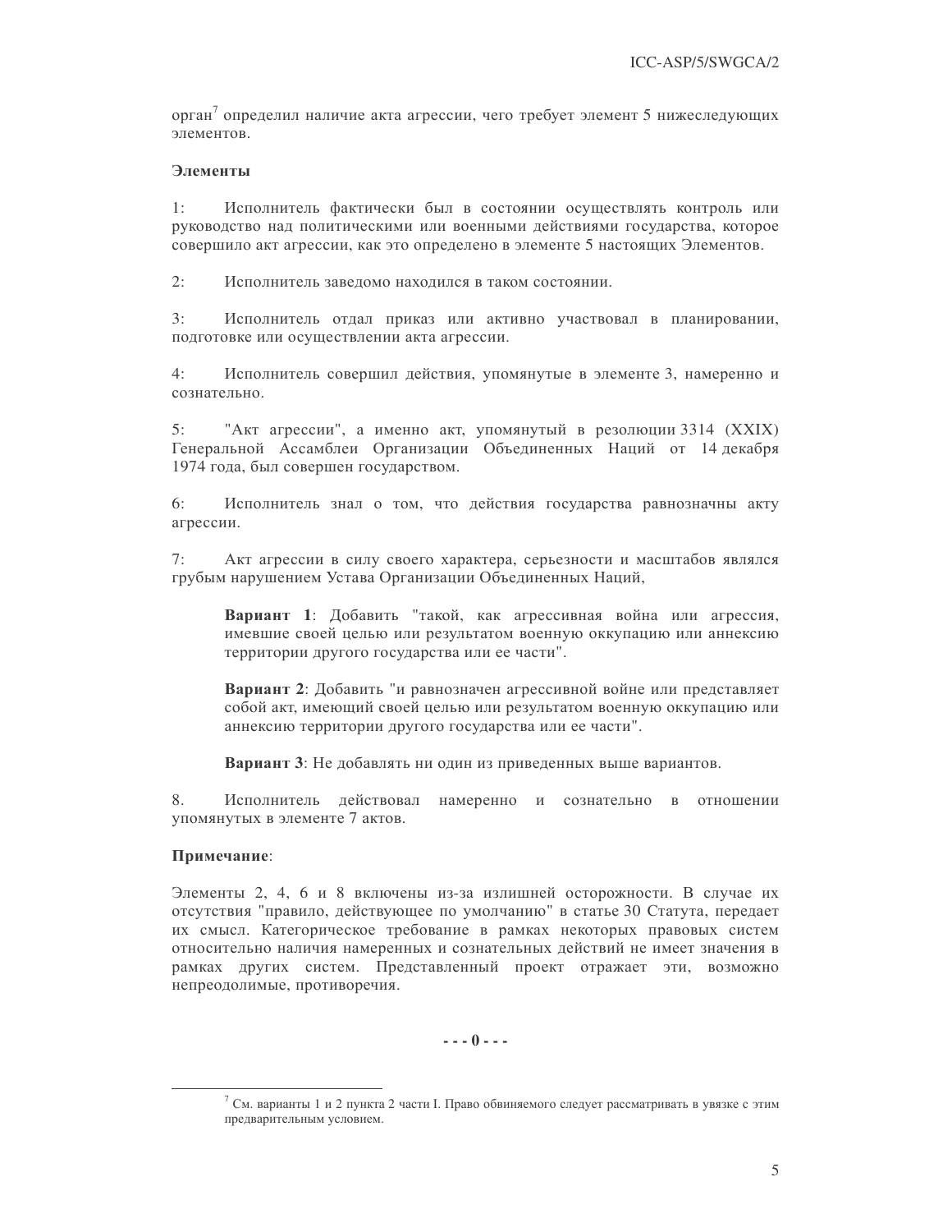орган[7] определил наличие акта агрессии, чего требует элемент 5 нижеследующих элементов.

**Элементы**

1: Исполнитель фактически был в состоянии осуществлять контроль или руководство над политическими или военными действиями государства, которое совершило акт агрессии, как это определено в элементе 5 настоящих Элементов.

2: Исполнитель заведомо находился в таком состоянии.

3: Исполнитель отдал приказ или активно участвовал в планировании, подготовке или осуществлении акта агрессии.

4: Исполнитель совершил действия, упомянутые в элементе 3, намеренно и сознательно.

5: "Акт агрессии", а именно акт, упомянутый в резолюции 3314 (XXIX) Генеральной Ассамблеи Организации Объединенных Наций от 14 декабря 1974 года, был совершен государством.

6: Исполнитель знал о том, что действия государства равнозначны акту агрессии.

7: Акт агрессии в силу своего характера, серьезности и масштабов являлся грубым нарушением Устава Организации Объединенных Наций,

> **Вариант 1**: Добавить "такой, как агрессивная война или агрессия, имевшие своей целью или результатом военную оккупацию или аннексию территории другого государства или ее части".
>
> **Вариант 2**: Добавить "и равнозначен агрессивной войне или представляет собой акт, имеющий своей целью или результатом военную оккупацию или аннексию территории другого государства или ее части".
>
> **Вариант 3**: Не добавлять ни один из приведенных выше вариантов.

8. Исполнитель действовал намеренно и сознательно в отношении упомянутых в элементе 7 актов.

**Примечание**:

Элементы 2, 4, 6 и 8 включены из-за излишней осторожности. В случае их отсутствия "правило, действующее по умолчанию" в статье 30 Статута, передает их смысл. Категорическое требование в рамках некоторых правовых систем относительно наличия намеренных и сознательных действий не имеет значения в рамках других систем. Представленный проект отражает эти, возможно непреодолимые, противоречия.

- - - 0 - - -

[7] См. варианты 1 и 2 пункта 2 части I. Право обвиняемого следует рассматривать в увязке с этим предварительным условием.